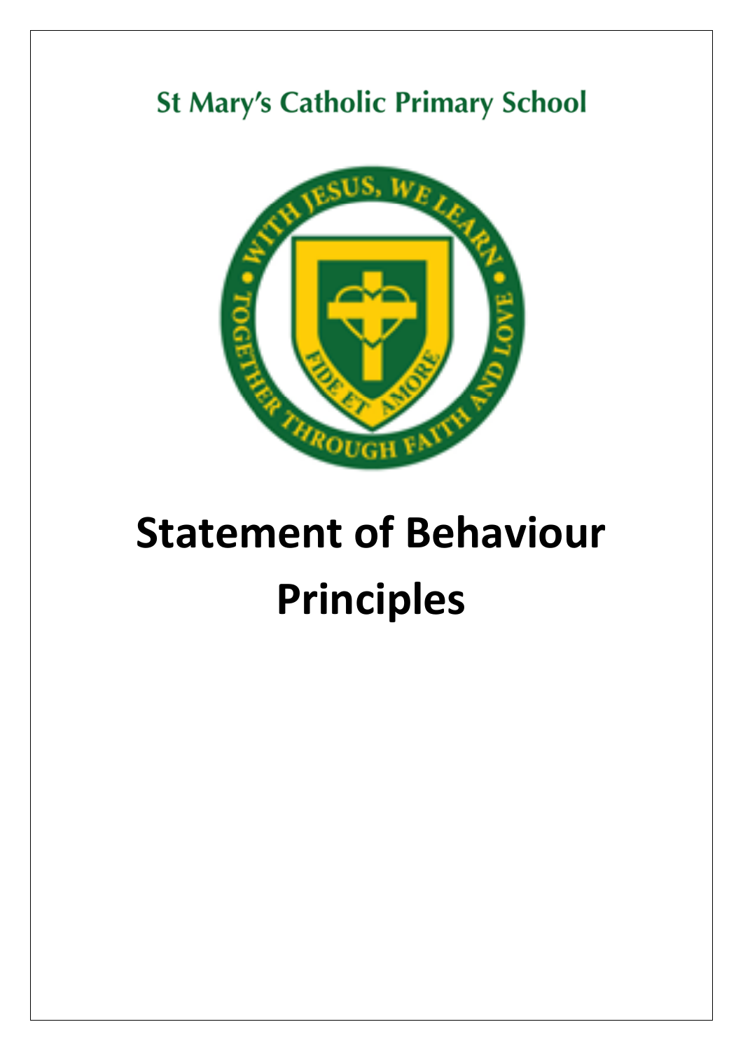St Mary's Catholic Primary School

# Statement of Behaviour Principles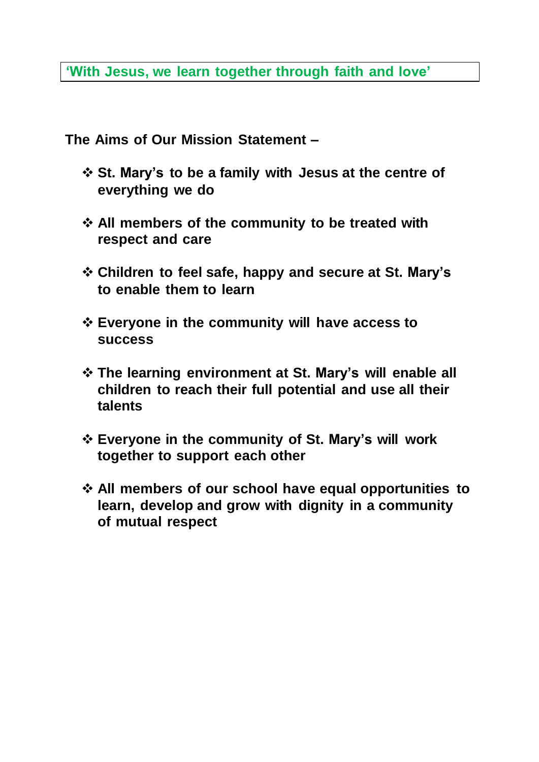**‘With Jesus, we learn together through faith and love’**

**The Aims of Our Mission Statement –**

- **St. Mary’s to be a family with Jesus at the centre of everything we do**
- **All members of the community to be treated with respect and care**
- **Children to feel safe, happy and secure at St. Mary’s to enable them to learn**
- **Everyone in the community will have access to success**
- **The learning environment at St. Mary’s will enable all children to reach their full potential and use all their talents**
- **Everyone in the community of St. Mary’s will work together to support each other**
- **All members of our school have equal opportunities to learn, develop and grow with dignity in a community of mutual respect**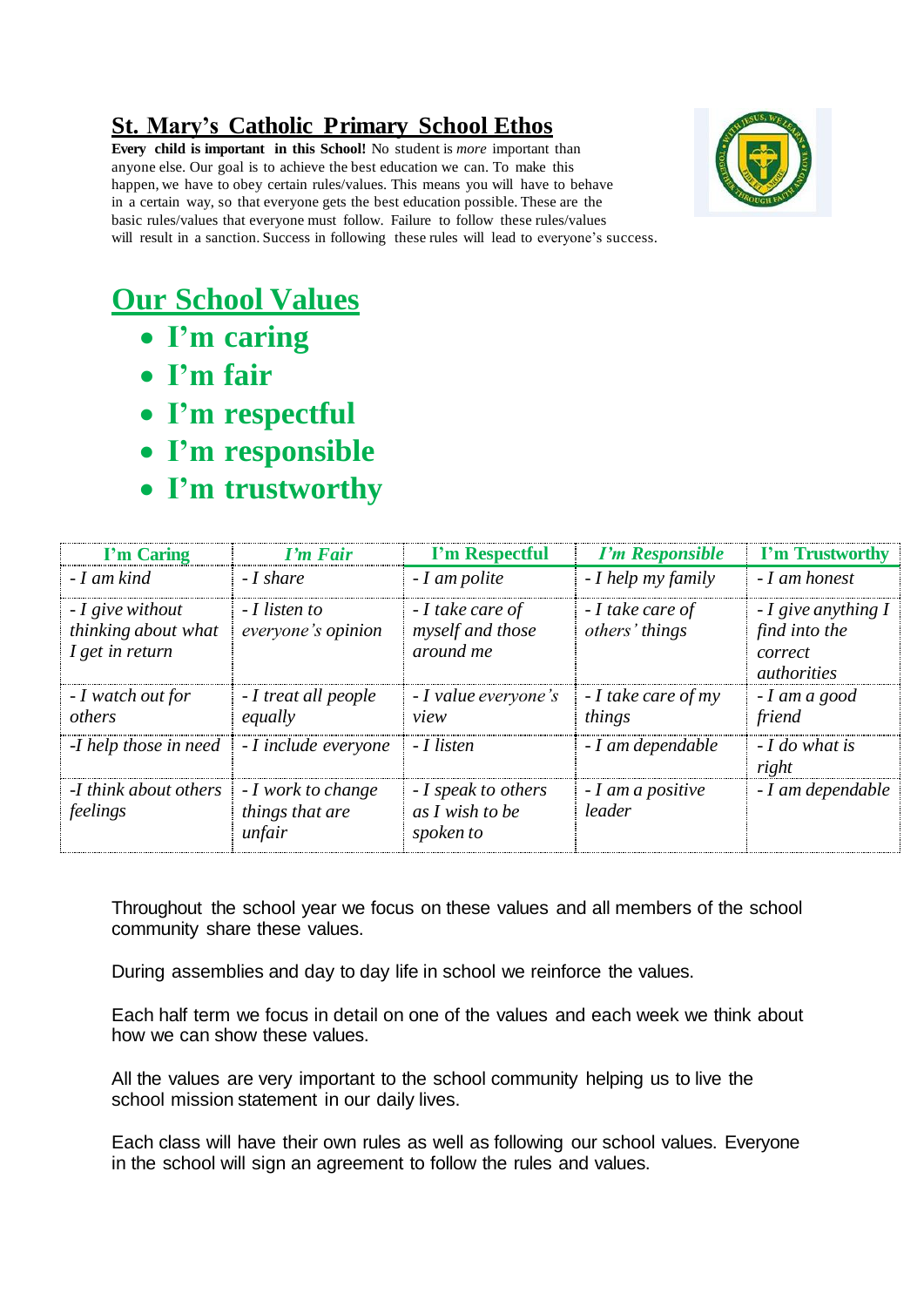## St. Mary's Catholic Primary School Ethos

**Every child is important in this School!** No student is *more* important than anyone else. Our goal is to achieve the best education we can. To make this happen, we have to obey certain rules/values. This means you will have to behave in a certain way, so that everyone gets the best education possible. These are the basic rules/values that everyone must follow. Failure to follow these rules/values will result in a sanction. Success in following these rules will lead to everyone's success.

## Our School Values

- **I'm caring**
- **I'm fair**
- **I'm respectful**
- **I'm responsible**
- **I'm trustworthy**

| I'm Caring | *I'm Fair* | I'm Respectful | *I'm Responsible* | I'm Trustworthy |
|---|---|---|---|---|
| *- I am kind* | *- I share* | *- I am polite* | *- I help my family* | *- I am honest* |
| *- I give without thinking about what I get in return* | *- I listen to everyone's opinion* | *- I take care of myself and those around me* | *- I take care of others' things* | *- I give anything I find into the correct authorities* |
| *- I watch out for others* | *- I treat all people equally* | *- I value everyone's view* | *- I take care of my things* | *- I am a good friend* |
| *-I help those in need* | *- I include everyone* | *- I listen* | *- I am dependable* | *- I do what is right* |
| *-I think about others feelings* | *- I work to change things that are unfair* | *- I speak to others as I wish to be spoken to* | *- I am a positive leader* | *- I am dependable* |

Throughout the school year we focus on these values and all members of the school community share these values.

During assemblies and day to day life in school we reinforce the values.

Each half term we focus in detail on one of the values and each week we think about how we can show these values.

All the values are very important to the school community helping us to live the school mission statement in our daily lives.

Each class will have their own rules as well as following our school values. Everyone in the school will sign an agreement to follow the rules and values.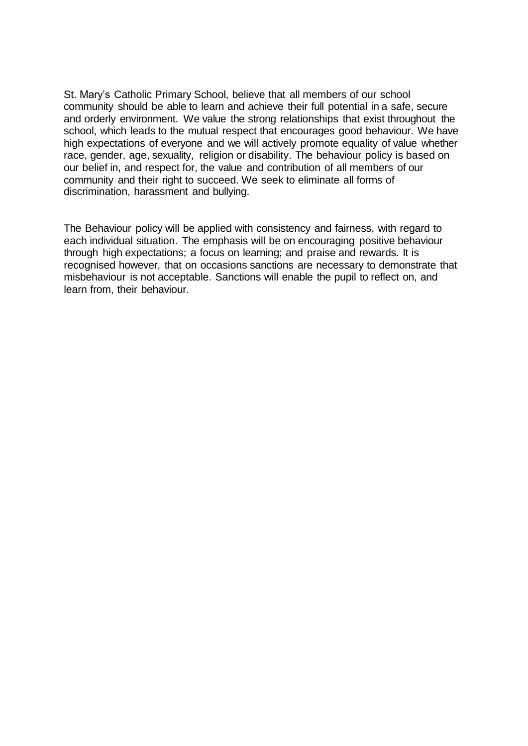St. Mary's Catholic Primary School, believe that all members of our school community should be able to learn and achieve their full potential in a safe, secure and orderly environment. We value the strong relationships that exist throughout the school, which leads to the mutual respect that encourages good behaviour. We have high expectations of everyone and we will actively promote equality of value whether race, gender, age, sexuality, religion or disability. The behaviour policy is based on our belief in, and respect for, the value and contribution of all members of our community and their right to succeed. We seek to eliminate all forms of discrimination, harassment and bullying.

The Behaviour policy will be applied with consistency and fairness, with regard to each individual situation. The emphasis will be on encouraging positive behaviour through high expectations; a focus on learning; and praise and rewards. It is recognised however, that on occasions sanctions are necessary to demonstrate that misbehaviour is not acceptable. Sanctions will enable the pupil to reflect on, and learn from, their behaviour.